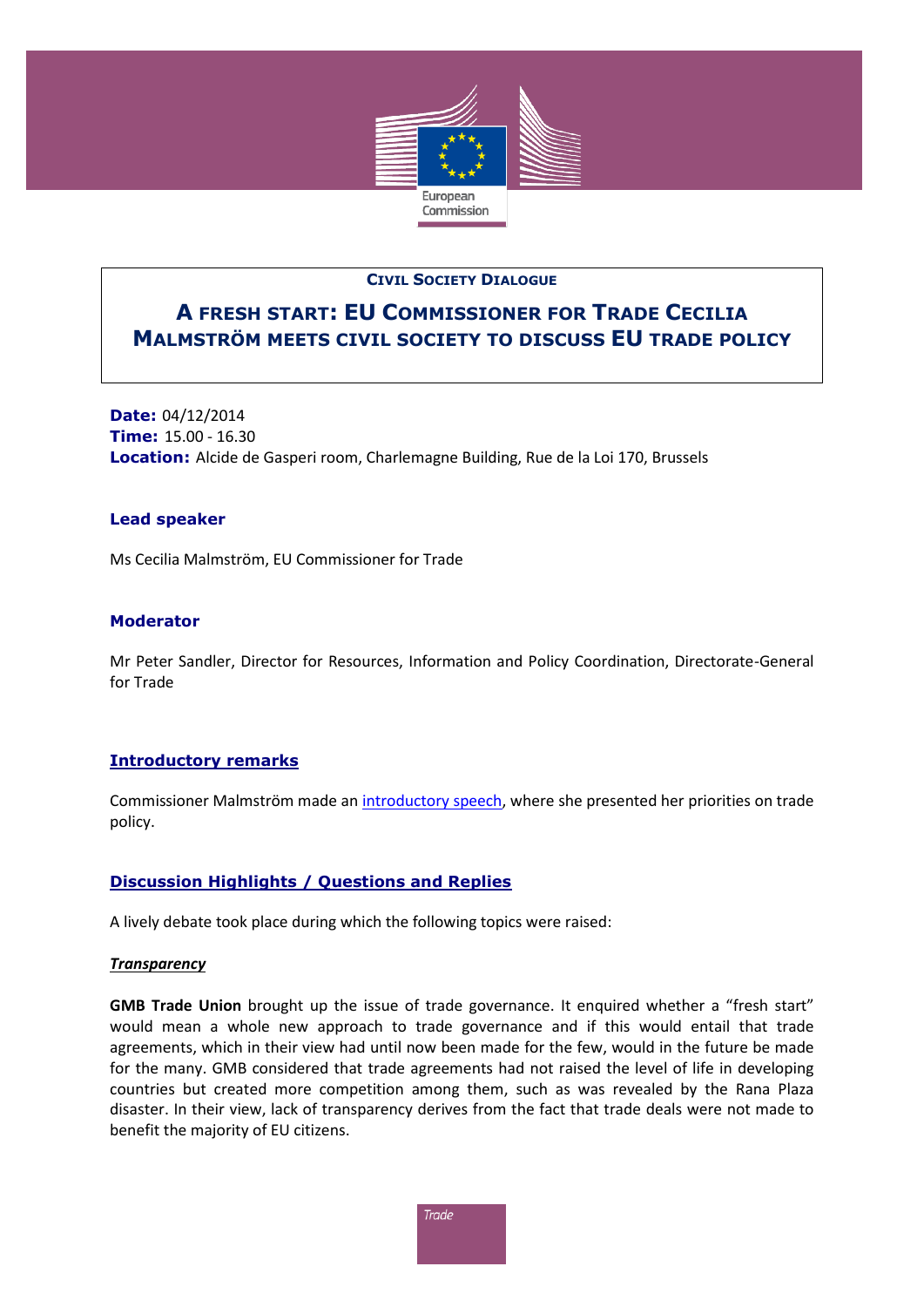**CIVIL SOCIETY DIALOGUE**

# A FRESH START: EU COMMISSIONER FOR TRADE CECILIA MALMSTRÖM MEETS CIVIL SOCIETY TO DISCUSS EU TRADE POLICY

**Date:** 04/12/2014
**Time:** 15.00 - 16.30
**Location:** Alcide de Gasperi room, Charlemagne Building, Rue de la Loi 170, Brussels

### Lead speaker

Ms Cecilia Malmström, EU Commissioner for Trade

### Moderator

Mr Peter Sandler, Director for Resources, Information and Policy Coordination, Directorate-General for Trade

### Introductory remarks

Commissioner Malmström made an introductory speech, where she presented her priorities on trade policy.

### Discussion Highlights / Questions and Replies

A lively debate took place during which the following topics were raised:

***Transparency***

**GMB Trade Union** brought up the issue of trade governance. It enquired whether a "fresh start" would mean a whole new approach to trade governance and if this would entail that trade agreements, which in their view had until now been made for the few, would in the future be made for the many. GMB considered that trade agreements had not raised the level of life in developing countries but created more competition among them, such as was revealed by the Rana Plaza disaster. In their view, lack of transparency derives from the fact that trade deals were not made to benefit the majority of EU citizens.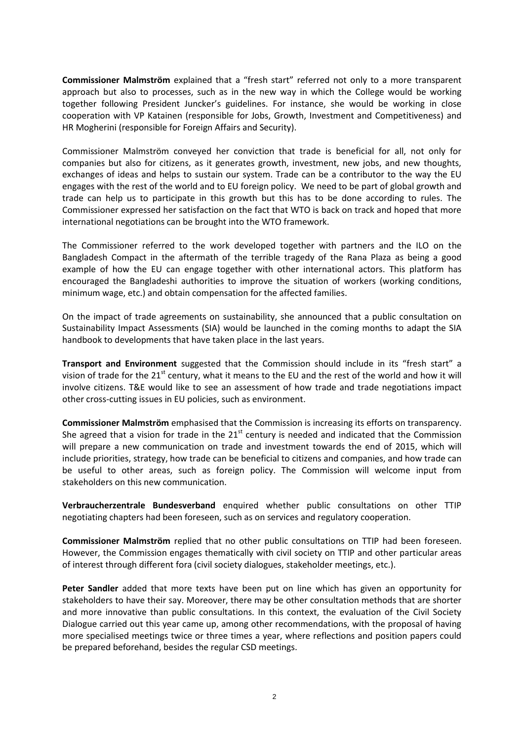**Commissioner Malmström** explained that a "fresh start" referred not only to a more transparent approach but also to processes, such as in the new way in which the College would be working together following President Juncker's guidelines. For instance, she would be working in close cooperation with VP Katainen (responsible for Jobs, Growth, Investment and Competitiveness) and HR Mogherini (responsible for Foreign Affairs and Security).

Commissioner Malmström conveyed her conviction that trade is beneficial for all, not only for companies but also for citizens, as it generates growth, investment, new jobs, and new thoughts, exchanges of ideas and helps to sustain our system. Trade can be a contributor to the way the EU engages with the rest of the world and to EU foreign policy. We need to be part of global growth and trade can help us to participate in this growth but this has to be done according to rules. The Commissioner expressed her satisfaction on the fact that WTO is back on track and hoped that more international negotiations can be brought into the WTO framework.

The Commissioner referred to the work developed together with partners and the ILO on the Bangladesh Compact in the aftermath of the terrible tragedy of the Rana Plaza as being a good example of how the EU can engage together with other international actors. This platform has encouraged the Bangladeshi authorities to improve the situation of workers (working conditions, minimum wage, etc.) and obtain compensation for the affected families.

On the impact of trade agreements on sustainability, she announced that a public consultation on Sustainability Impact Assessments (SIA) would be launched in the coming months to adapt the SIA handbook to developments that have taken place in the last years.

**Transport and Environment** suggested that the Commission should include in its "fresh start" a vision of trade for the 21st century, what it means to the EU and the rest of the world and how it will involve citizens. T&E would like to see an assessment of how trade and trade negotiations impact other cross-cutting issues in EU policies, such as environment.

**Commissioner Malmström** emphasised that the Commission is increasing its efforts on transparency. She agreed that a vision for trade in the 21st century is needed and indicated that the Commission will prepare a new communication on trade and investment towards the end of 2015, which will include priorities, strategy, how trade can be beneficial to citizens and companies, and how trade can be useful to other areas, such as foreign policy. The Commission will welcome input from stakeholders on this new communication.

**Verbraucherzentrale Bundesverband** enquired whether public consultations on other TTIP negotiating chapters had been foreseen, such as on services and regulatory cooperation.

**Commissioner Malmström** replied that no other public consultations on TTIP had been foreseen. However, the Commission engages thematically with civil society on TTIP and other particular areas of interest through different fora (civil society dialogues, stakeholder meetings, etc.).

**Peter Sandler** added that more texts have been put on line which has given an opportunity for stakeholders to have their say. Moreover, there may be other consultation methods that are shorter and more innovative than public consultations. In this context, the evaluation of the Civil Society Dialogue carried out this year came up, among other recommendations, with the proposal of having more specialised meetings twice or three times a year, where reflections and position papers could be prepared beforehand, besides the regular CSD meetings.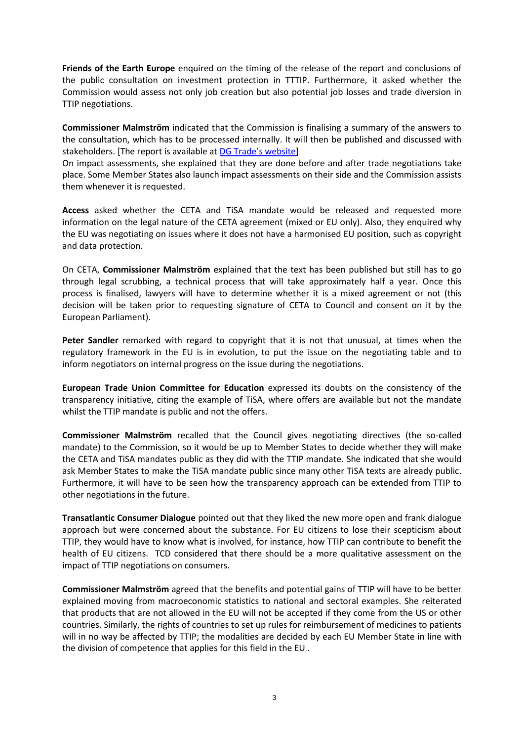**Friends of the Earth Europe** enquired on the timing of the release of the report and conclusions of the public consultation on investment protection in TTTIP. Furthermore, it asked whether the Commission would assess not only job creation but also potential job losses and trade diversion in TTIP negotiations.

**Commissioner Malmström** indicated that the Commission is finalising a summary of the answers to the consultation, which has to be processed internally. It will then be published and discussed with stakeholders. [The report is available at DG Trade's website]
On impact assessments, she explained that they are done before and after trade negotiations take place. Some Member States also launch impact assessments on their side and the Commission assists them whenever it is requested.

**Access** asked whether the CETA and TiSA mandate would be released and requested more information on the legal nature of the CETA agreement (mixed or EU only). Also, they enquired why the EU was negotiating on issues where it does not have a harmonised EU position, such as copyright and data protection.

On CETA, **Commissioner Malmström** explained that the text has been published but still has to go through legal scrubbing, a technical process that will take approximately half a year. Once this process is finalised, lawyers will have to determine whether it is a mixed agreement or not (this decision will be taken prior to requesting signature of CETA to Council and consent on it by the European Parliament).

**Peter Sandler** remarked with regard to copyright that it is not that unusual, at times when the regulatory framework in the EU is in evolution, to put the issue on the negotiating table and to inform negotiators on internal progress on the issue during the negotiations.

**European Trade Union Committee for Education** expressed its doubts on the consistency of the transparency initiative, citing the example of TiSA, where offers are available but not the mandate whilst the TTIP mandate is public and not the offers.

**Commissioner Malmström** recalled that the Council gives negotiating directives (the so-called mandate) to the Commission, so it would be up to Member States to decide whether they will make the CETA and TiSA mandates public as they did with the TTIP mandate. She indicated that she would ask Member States to make the TiSA mandate public since many other TiSA texts are already public. Furthermore, it will have to be seen how the transparency approach can be extended from TTIP to other negotiations in the future.

**Transatlantic Consumer Dialogue** pointed out that they liked the new more open and frank dialogue approach but were concerned about the substance. For EU citizens to lose their scepticism about TTIP, they would have to know what is involved, for instance, how TTIP can contribute to benefit the health of EU citizens. TCD considered that there should be a more qualitative assessment on the impact of TTIP negotiations on consumers.

**Commissioner Malmström** agreed that the benefits and potential gains of TTIP will have to be better explained moving from macroeconomic statistics to national and sectoral examples. She reiterated that products that are not allowed in the EU will not be accepted if they come from the US or other countries. Similarly, the rights of countries to set up rules for reimbursement of medicines to patients will in no way be affected by TTIP; the modalities are decided by each EU Member State in line with the division of competence that applies for this field in the EU .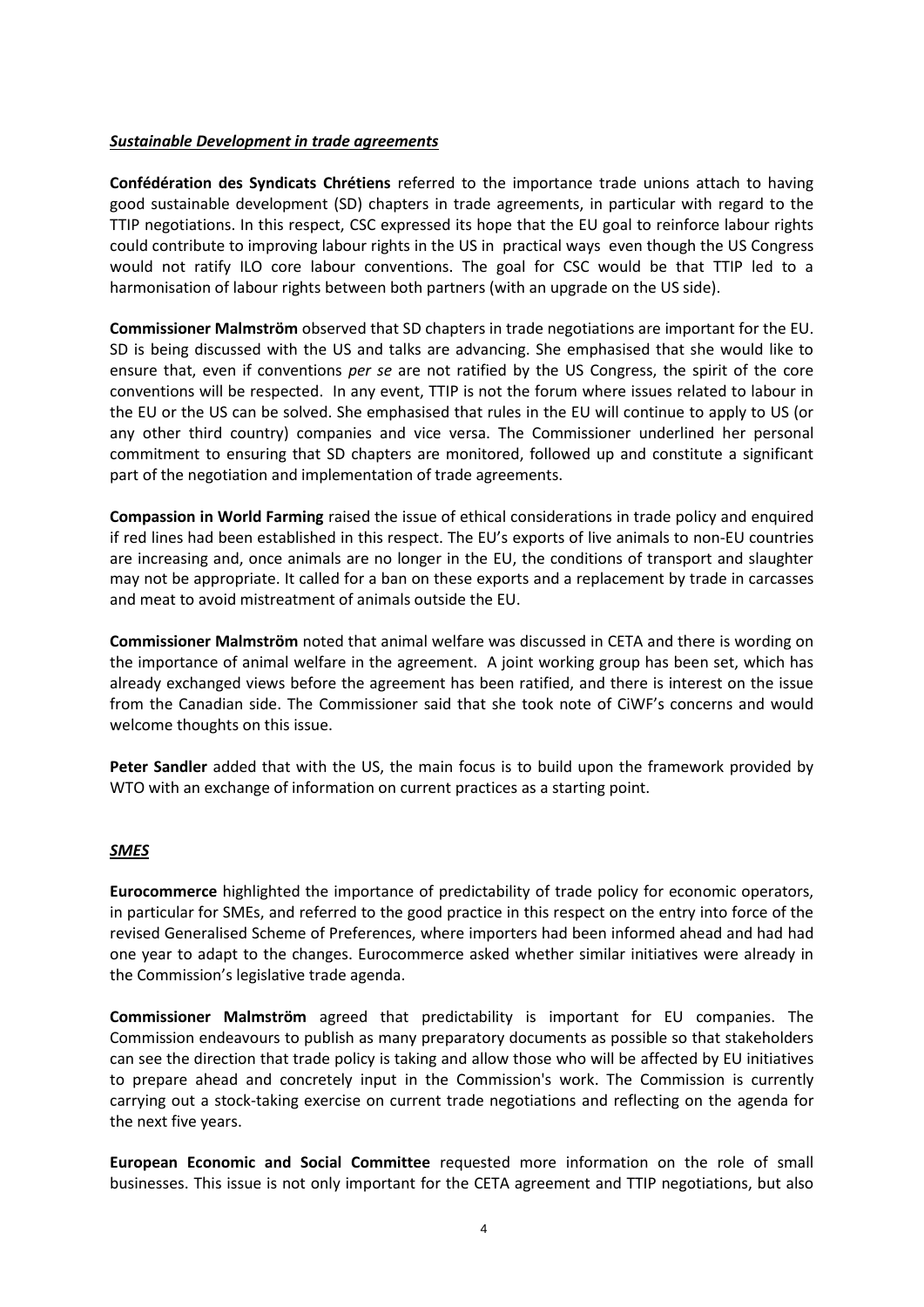### ***Sustainable Development in trade agreements***

**Confédération des Syndicats Chrétiens** referred to the importance trade unions attach to having good sustainable development (SD) chapters in trade agreements, in particular with regard to the TTIP negotiations. In this respect, CSC expressed its hope that the EU goal to reinforce labour rights could contribute to improving labour rights in the US in practical ways even though the US Congress would not ratify ILO core labour conventions. The goal for CSC would be that TTIP led to a harmonisation of labour rights between both partners (with an upgrade on the US side).

**Commissioner Malmström** observed that SD chapters in trade negotiations are important for the EU. SD is being discussed with the US and talks are advancing. She emphasised that she would like to ensure that, even if conventions *per se* are not ratified by the US Congress, the spirit of the core conventions will be respected. In any event, TTIP is not the forum where issues related to labour in the EU or the US can be solved. She emphasised that rules in the EU will continue to apply to US (or any other third country) companies and vice versa. The Commissioner underlined her personal commitment to ensuring that SD chapters are monitored, followed up and constitute a significant part of the negotiation and implementation of trade agreements.

**Compassion in World Farming** raised the issue of ethical considerations in trade policy and enquired if red lines had been established in this respect. The EU's exports of live animals to non-EU countries are increasing and, once animals are no longer in the EU, the conditions of transport and slaughter may not be appropriate. It called for a ban on these exports and a replacement by trade in carcasses and meat to avoid mistreatment of animals outside the EU.

**Commissioner Malmström** noted that animal welfare was discussed in CETA and there is wording on the importance of animal welfare in the agreement. A joint working group has been set, which has already exchanged views before the agreement has been ratified, and there is interest on the issue from the Canadian side. The Commissioner said that she took note of CiWF's concerns and would welcome thoughts on this issue.

**Peter Sandler** added that with the US, the main focus is to build upon the framework provided by WTO with an exchange of information on current practices as a starting point.

### ***SMES***

**Eurocommerce** highlighted the importance of predictability of trade policy for economic operators, in particular for SMEs, and referred to the good practice in this respect on the entry into force of the revised Generalised Scheme of Preferences, where importers had been informed ahead and had had one year to adapt to the changes. Eurocommerce asked whether similar initiatives were already in the Commission's legislative trade agenda.

**Commissioner Malmström** agreed that predictability is important for EU companies. The Commission endeavours to publish as many preparatory documents as possible so that stakeholders can see the direction that trade policy is taking and allow those who will be affected by EU initiatives to prepare ahead and concretely input in the Commission's work. The Commission is currently carrying out a stock-taking exercise on current trade negotiations and reflecting on the agenda for the next five years.

**European Economic and Social Committee** requested more information on the role of small businesses. This issue is not only important for the CETA agreement and TTIP negotiations, but also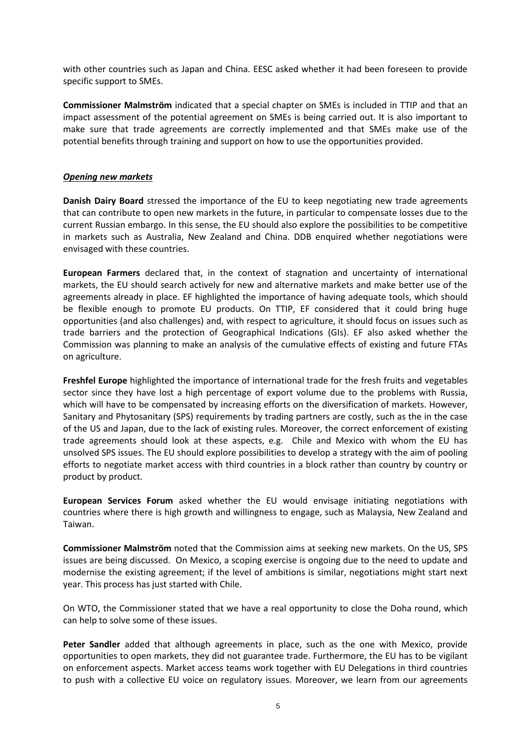with other countries such as Japan and China. EESC asked whether it had been foreseen to provide specific support to SMEs.

**Commissioner Malmström** indicated that a special chapter on SMEs is included in TTIP and that an impact assessment of the potential agreement on SMEs is being carried out. It is also important to make sure that trade agreements are correctly implemented and that SMEs make use of the potential benefits through training and support on how to use the opportunities provided.

***Opening new markets***

**Danish Dairy Board** stressed the importance of the EU to keep negotiating new trade agreements that can contribute to open new markets in the future, in particular to compensate losses due to the current Russian embargo. In this sense, the EU should also explore the possibilities to be competitive in markets such as Australia, New Zealand and China. DDB enquired whether negotiations were envisaged with these countries.

**European Farmers** declared that, in the context of stagnation and uncertainty of international markets, the EU should search actively for new and alternative markets and make better use of the agreements already in place. EF highlighted the importance of having adequate tools, which should be flexible enough to promote EU products. On TTIP, EF considered that it could bring huge opportunities (and also challenges) and, with respect to agriculture, it should focus on issues such as trade barriers and the protection of Geographical Indications (GIs). EF also asked whether the Commission was planning to make an analysis of the cumulative effects of existing and future FTAs on agriculture.

**Freshfel Europe** highlighted the importance of international trade for the fresh fruits and vegetables sector since they have lost a high percentage of export volume due to the problems with Russia, which will have to be compensated by increasing efforts on the diversification of markets. However, Sanitary and Phytosanitary (SPS) requirements by trading partners are costly, such as the in the case of the US and Japan, due to the lack of existing rules. Moreover, the correct enforcement of existing trade agreements should look at these aspects, e.g. Chile and Mexico with whom the EU has unsolved SPS issues. The EU should explore possibilities to develop a strategy with the aim of pooling efforts to negotiate market access with third countries in a block rather than country by country or product by product.

**European Services Forum** asked whether the EU would envisage initiating negotiations with countries where there is high growth and willingness to engage, such as Malaysia, New Zealand and Taiwan.

**Commissioner Malmström** noted that the Commission aims at seeking new markets. On the US, SPS issues are being discussed. On Mexico, a scoping exercise is ongoing due to the need to update and modernise the existing agreement; if the level of ambitions is similar, negotiations might start next year. This process has just started with Chile.

On WTO, the Commissioner stated that we have a real opportunity to close the Doha round, which can help to solve some of these issues.

**Peter Sandler** added that although agreements in place, such as the one with Mexico, provide opportunities to open markets, they did not guarantee trade. Furthermore, the EU has to be vigilant on enforcement aspects. Market access teams work together with EU Delegations in third countries to push with a collective EU voice on regulatory issues. Moreover, we learn from our agreements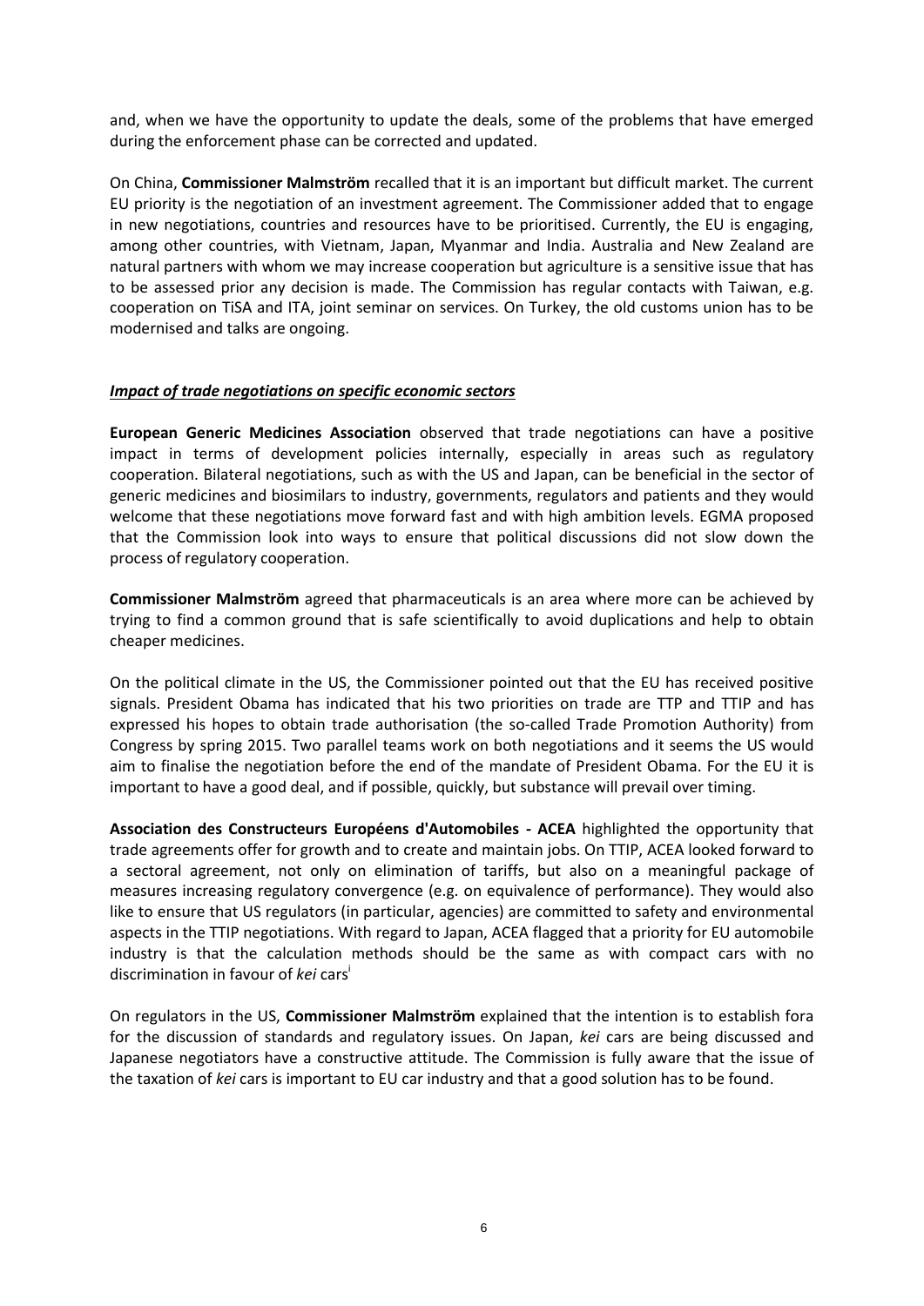and, when we have the opportunity to update the deals, some of the problems that have emerged during the enforcement phase can be corrected and updated.

On China, **Commissioner Malmström** recalled that it is an important but difficult market. The current EU priority is the negotiation of an investment agreement. The Commissioner added that to engage in new negotiations, countries and resources have to be prioritised. Currently, the EU is engaging, among other countries, with Vietnam, Japan, Myanmar and India. Australia and New Zealand are natural partners with whom we may increase cooperation but agriculture is a sensitive issue that has to be assessed prior any decision is made. The Commission has regular contacts with Taiwan, e.g. cooperation on TiSA and ITA, joint seminar on services. On Turkey, the old customs union has to be modernised and talks are ongoing.

***Impact of trade negotiations on specific economic sectors***

**European Generic Medicines Association** observed that trade negotiations can have a positive impact in terms of development policies internally, especially in areas such as regulatory cooperation. Bilateral negotiations, such as with the US and Japan, can be beneficial in the sector of generic medicines and biosimilars to industry, governments, regulators and patients and they would welcome that these negotiations move forward fast and with high ambition levels. EGMA proposed that the Commission look into ways to ensure that political discussions did not slow down the process of regulatory cooperation.

**Commissioner Malmström** agreed that pharmaceuticals is an area where more can be achieved by trying to find a common ground that is safe scientifically to avoid duplications and help to obtain cheaper medicines.

On the political climate in the US, the Commissioner pointed out that the EU has received positive signals. President Obama has indicated that his two priorities on trade are TTP and TTIP and has expressed his hopes to obtain trade authorisation (the so-called Trade Promotion Authority) from Congress by spring 2015. Two parallel teams work on both negotiations and it seems the US would aim to finalise the negotiation before the end of the mandate of President Obama. For the EU it is important to have a good deal, and if possible, quickly, but substance will prevail over timing.

**Association des Constructeurs Européens d'Automobiles - ACEA** highlighted the opportunity that trade agreements offer for growth and to create and maintain jobs. On TTIP, ACEA looked forward to a sectoral agreement, not only on elimination of tariffs, but also on a meaningful package of measures increasing regulatory convergence (e.g. on equivalence of performance). They would also like to ensure that US regulators (in particular, agencies) are committed to safety and environmental aspects in the TTIP negotiations. With regard to Japan, ACEA flagged that a priority for EU automobile industry is that the calculation methods should be the same as with compact cars with no discrimination in favour of *kei* cars[i]

On regulators in the US, **Commissioner Malmström** explained that the intention is to establish fora for the discussion of standards and regulatory issues. On Japan, *kei* cars are being discussed and Japanese negotiators have a constructive attitude. The Commission is fully aware that the issue of the taxation of *kei* cars is important to EU car industry and that a good solution has to be found.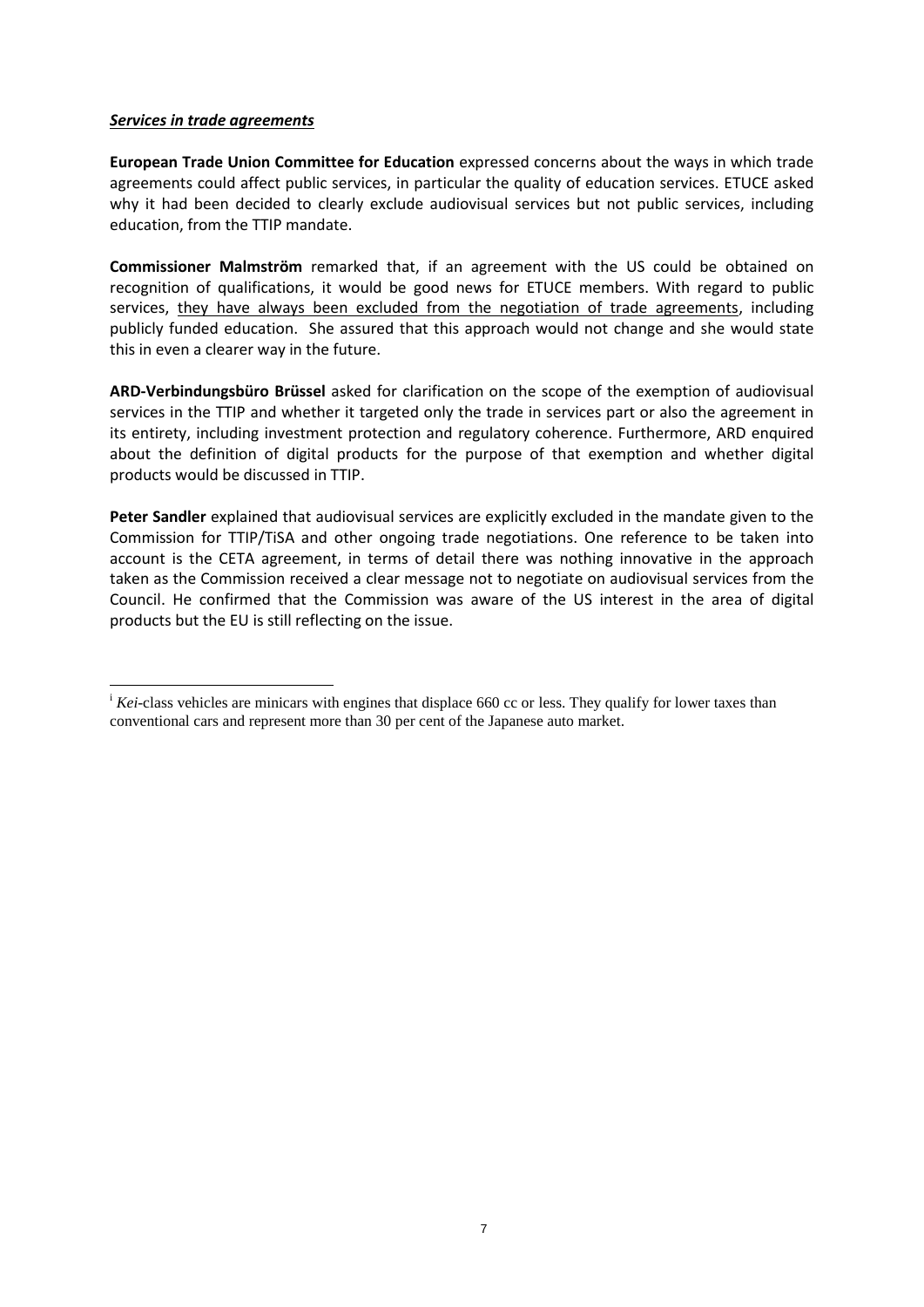***<u>Services in trade agreements</u>***

**European Trade Union Committee for Education** expressed concerns about the ways in which trade agreements could affect public services, in particular the quality of education services. ETUCE asked why it had been decided to clearly exclude audiovisual services but not public services, including education, from the TTIP mandate.

**Commissioner Malmström** remarked that, if an agreement with the US could be obtained on recognition of qualifications, it would be good news for ETUCE members. With regard to public services, <u>they have always been excluded from the negotiation of trade agreements</u>, including publicly funded education. She assured that this approach would not change and she would state this in even a clearer way in the future.

**ARD-Verbindungsbüro Brüssel** asked for clarification on the scope of the exemption of audiovisual services in the TTIP and whether it targeted only the trade in services part or also the agreement in its entirety, including investment protection and regulatory coherence. Furthermore, ARD enquired about the definition of digital products for the purpose of that exemption and whether digital products would be discussed in TTIP.

**Peter Sandler** explained that audiovisual services are explicitly excluded in the mandate given to the Commission for TTIP/TiSA and other ongoing trade negotiations. One reference to be taken into account is the CETA agreement, in terms of detail there was nothing innovative in the approach taken as the Commission received a clear message not to negotiate on audiovisual services from the Council. He confirmed that the Commission was aware of the US interest in the area of digital products but the EU is still reflecting on the issue.

---

[i] *Kei*-class vehicles are minicars with engines that displace 660 cc or less. They qualify for lower taxes than conventional cars and represent more than 30 per cent of the Japanese auto market.